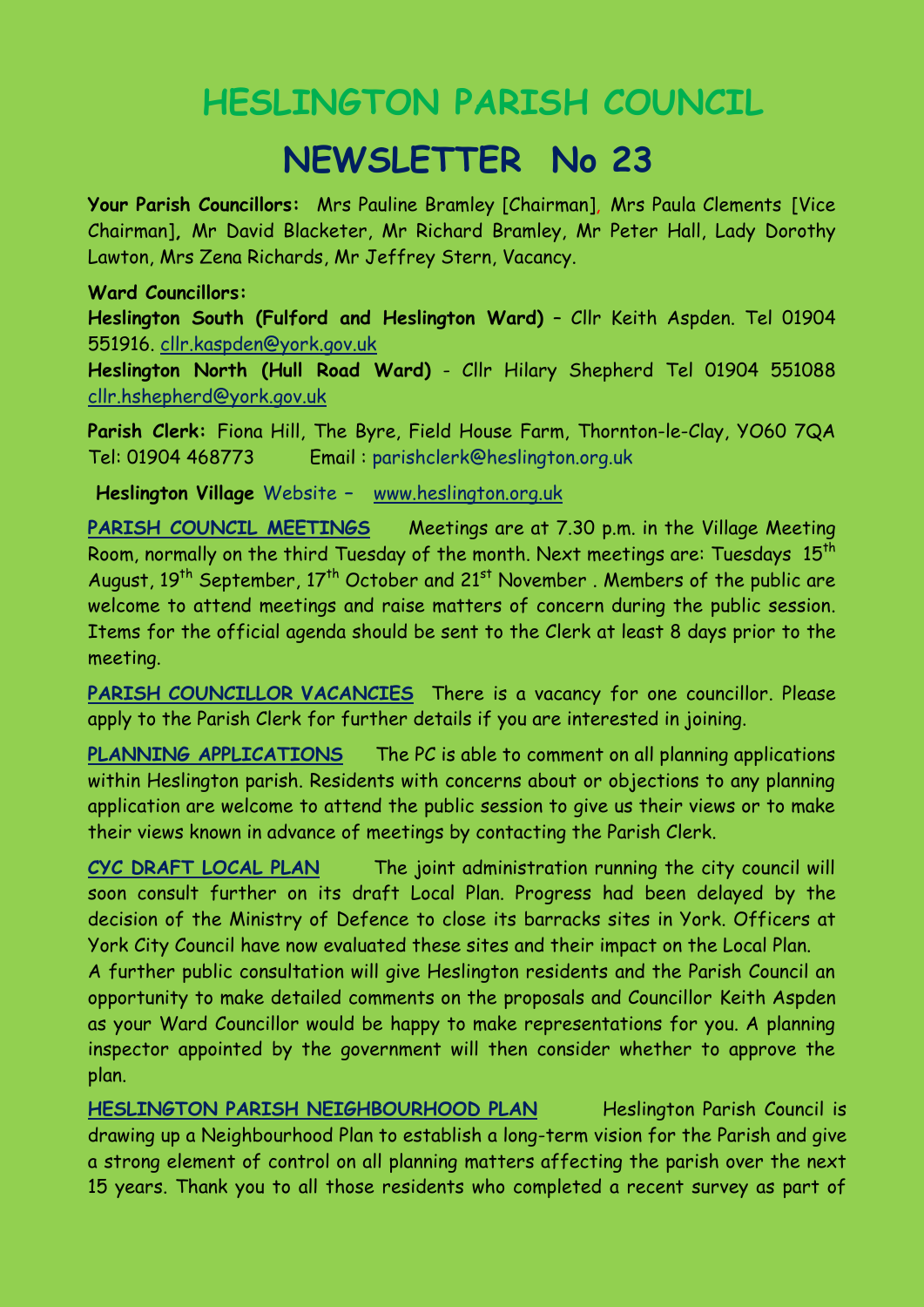# HESLINGTON PARISH COUNCIL

# NEWSLETTER No 23

**Your Parish Councillors:** Mrs Pauline Bramley [Chairman], Mrs Paula Clements [Vice Chairman], Mr David Blacketer, Mr Richard Bramley, Mr Peter Hall, Lady Dorothy Lawton, Mrs Zena Richards, Mr Jeffrey Stern, Vacancy.

**Ward Councillors:**

**Heslington South (Fulford and Heslington Ward)** – Cllr Keith Aspden. Tel 01904 551916. cllr.kaspden@york.gov.uk

**Heslington North (Hull Road Ward)** - Cllr Hilary Shepherd Tel 01904 551088 cllr.hshepherd@york.gov.uk

**Parish Clerk:** Fiona Hill, The Byre, Field House Farm, Thornton-le-Clay, YO60 7QA Tel: 01904 468773 Email : parishclerk@heslington.org.uk

**Heslington Village** Website – www.heslington.org.uk

**PARISH COUNCIL MEETINGS** Meetings are at 7.30 p.m. in the Village Meeting Room, normally on the third Tuesday of the month. Next meetings are: Tuesdays 15th August, 19th September, 17th October and 21st November . Members of the public are welcome to attend meetings and raise matters of concern during the public session. Items for the official agenda should be sent to the Clerk at least 8 days prior to the meeting.

**PARISH COUNCILLOR VACANCIES** There is a vacancy for one councillor. Please apply to the Parish Clerk for further details if you are interested in joining.

**PLANNING APPLICATIONS** The PC is able to comment on all planning applications within Heslington parish. Residents with concerns about or objections to any planning application are welcome to attend the public session to give us their views or to make their views known in advance of meetings by contacting the Parish Clerk.

**CYC DRAFT LOCAL PLAN** The joint administration running the city council will soon consult further on its draft Local Plan. Progress had been delayed by the decision of the Ministry of Defence to close its barracks sites in York. Officers at York City Council have now evaluated these sites and their impact on the Local Plan.

A further public consultation will give Heslington residents and the Parish Council an opportunity to make detailed comments on the proposals and Councillor Keith Aspden as your Ward Councillor would be happy to make representations for you. A planning inspector appointed by the government will then consider whether to approve the plan.

**HESLINGTON PARISH NEIGHBOURHOOD PLAN** Heslington Parish Council is drawing up a Neighbourhood Plan to establish a long-term vision for the Parish and give a strong element of control on all planning matters affecting the parish over the next 15 years. Thank you to all those residents who completed a recent survey as part of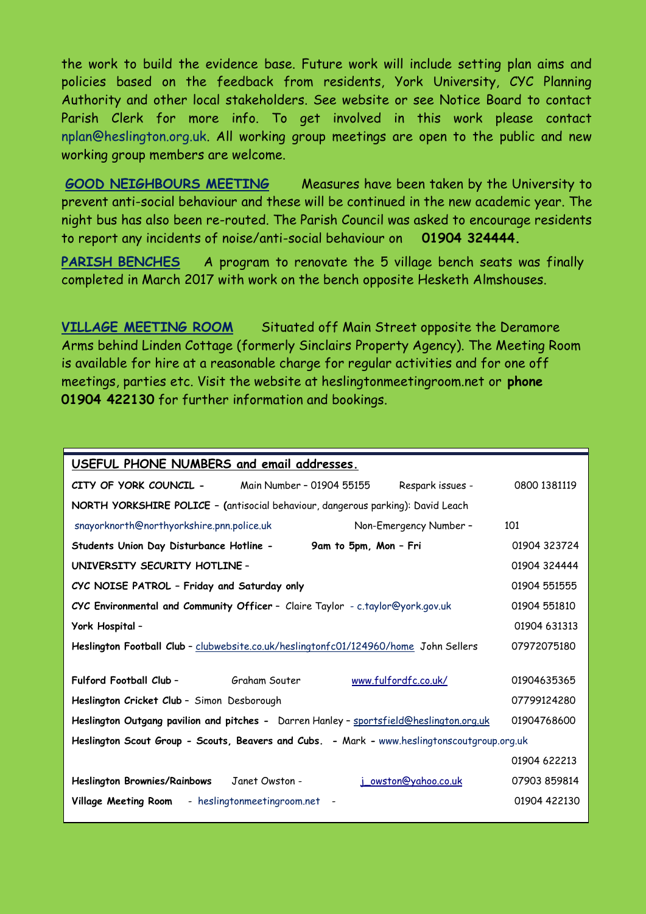the work to build the evidence base. Future work will include setting plan aims and policies based on the feedback from residents, York University, CYC Planning Authority and other local stakeholders. See website or see Notice Board to contact Parish Clerk for more info. To get involved in this work please contact nplan@heslington.org.uk. All working group meetings are open to the public and new working group members are welcome.

**GOOD NEIGHBOURS MEETING** Measures have been taken by the University to prevent anti-social behaviour and these will be continued in the new academic year. The night bus has also been re-routed. The Parish Council was asked to encourage residents to report any incidents of noise/anti-social behaviour on **01904 324444.**

**PARISH BENCHES** A program to renovate the 5 village bench seats was finally completed in March 2017 with work on the bench opposite Hesketh Almshouses.

**VILLAGE MEETING ROOM** Situated off Main Street opposite the Deramore Arms behind Linden Cottage (formerly Sinclairs Property Agency). The Meeting Room is available for hire at a reasonable charge for regular activities and for one off meetings, parties etc. Visit the website at heslingtonmeetingroom.net or **phone 01904 422130** for further information and bookings.

**USEFUL PHONE NUMBERS and email addresses.**

| | |
|---|---|
| **CITY OF YORK COUNCIL -** Main Number – 01904 55155 Respark issues - | 0800 1381119 |
| **NORTH YORKSHIRE POLICE – (**antisocial behaviour, dangerous parking): David Leach | |
| snayorknorth@northyorkshire.pnn.police.uk Non-Emergency Number – | 101 |
| **Students Union Day Disturbance Hotline - 9am to 5pm, Mon – Fri** | 01904 323724 |
| **UNIVERSITY SECURITY HOTLINE** – | 01904 324444 |
| **CYC NOISE PATROL – Friday and Saturday only** | 01904 551555 |
| **CYC Environmental and Community Officer** – Claire Taylor - c.taylor@york.gov.uk | 01904 551810 |
| **York Hospital** – | 01904 631313 |
| **Heslington Football Club** – clubwebsite.co.uk/heslingtonfc01/124960/home John Sellers | 07972075180 |
| **Fulford Football Club** – Graham Souter www.fulfordfc.co.uk/ | 01904635365 |
| **Heslington Cricket Club** – Simon Desborough | 07799124280 |
| **Heslington Outgang pavilion and pitches -** Darren Hanley – sportsfield@heslington.org.uk | 01904768600 |
| **Heslington Scout Group - Scouts, Beavers and Cubs. - Mark –** www.heslingtonscoutgroup.org.uk | 01904 622213 |
| **Heslington Brownies/Rainbows** Janet Owston - j_owston@yahoo.co.uk | 07903 859814 |
| **Village Meeting Room** - heslingtonmeetingroom.net - | 01904 422130 |